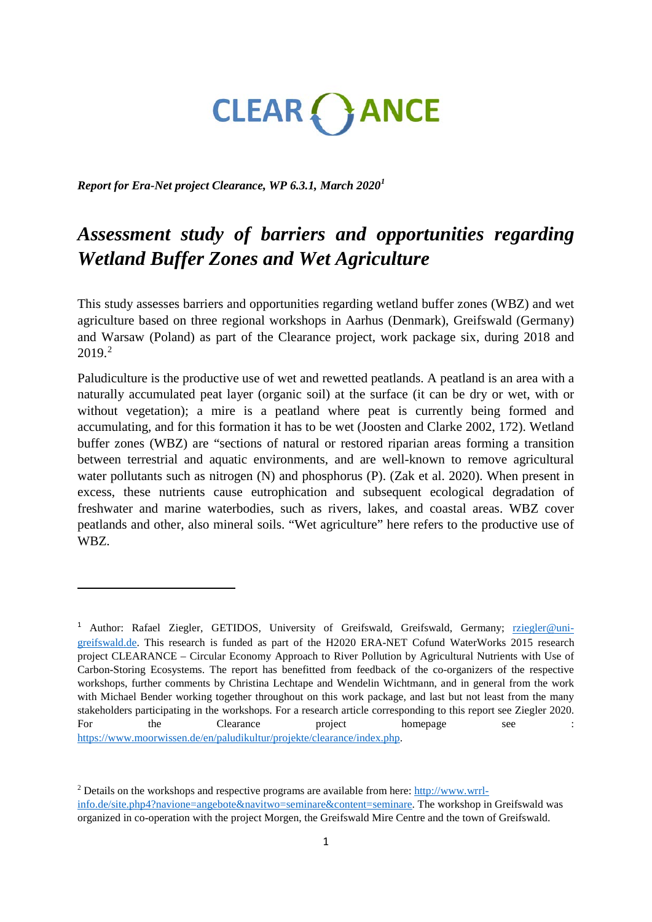CLEARANCE

***Report for Era-Net project Clearance, WP 6.3.1, March 2020*[1]**

# *Assessment study of barriers and opportunities regarding Wetland Buffer Zones and Wet Agriculture*

This study assesses barriers and opportunities regarding wetland buffer zones (WBZ) and wet agriculture based on three regional workshops in Aarhus (Denmark), Greifswald (Germany) and Warsaw (Poland) as part of the Clearance project, work package six, during 2018 and 2019.[2]

Paludiculture is the productive use of wet and rewetted peatlands. A peatland is an area with a naturally accumulated peat layer (organic soil) at the surface (it can be dry or wet, with or without vegetation); a mire is a peatland where peat is currently being formed and accumulating, and for this formation it has to be wet (Joosten and Clarke 2002, 172). Wetland buffer zones (WBZ) are "sections of natural or restored riparian areas forming a transition between terrestrial and aquatic environments, and are well-known to remove agricultural water pollutants such as nitrogen (N) and phosphorus (P). (Zak et al. 2020). When present in excess, these nutrients cause eutrophication and subsequent ecological degradation of freshwater and marine waterbodies, such as rivers, lakes, and coastal areas. WBZ cover peatlands and other, also mineral soils. "Wet agriculture" here refers to the productive use of WBZ.

---

[1] Author: Rafael Ziegler, GETIDOS, University of Greifswald, Greifswald, Germany; rziegler@uni-greifswald.de. This research is funded as part of the H2020 ERA-NET Cofund WaterWorks 2015 research project CLEARANCE – Circular Economy Approach to River Pollution by Agricultural Nutrients with Use of Carbon-Storing Ecosystems. The report has benefitted from feedback of the co-organizers of the respective workshops, further comments by Christina Lechtape and Wendelin Wichtmann, and in general from the work with Michael Bender working together throughout on this work package, and last but not least from the many stakeholders participating in the workshops. For a research article corresponding to this report see Ziegler 2020. For the Clearance project homepage see : https://www.moorwissen.de/en/paludikultur/projekte/clearance/index.php.

[2] Details on the workshops and respective programs are available from here: http://www.wrrl-info.de/site.php4?navione=angebote&navitwo=seminare&content=seminare. The workshop in Greifswald was organized in co-operation with the project Morgen, the Greifswald Mire Centre and the town of Greifswald.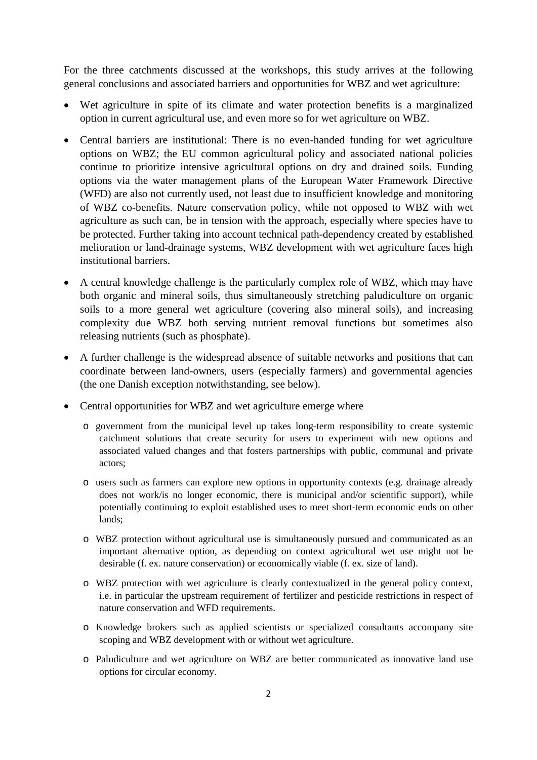For the three catchments discussed at the workshops, this study arrives at the following general conclusions and associated barriers and opportunities for WBZ and wet agriculture:

- Wet agriculture in spite of its climate and water protection benefits is a marginalized option in current agricultural use, and even more so for wet agriculture on WBZ.
- Central barriers are institutional: There is no even-handed funding for wet agriculture options on WBZ; the EU common agricultural policy and associated national policies continue to prioritize intensive agricultural options on dry and drained soils. Funding options via the water management plans of the European Water Framework Directive (WFD) are also not currently used, not least due to insufficient knowledge and monitoring of WBZ co-benefits. Nature conservation policy, while not opposed to WBZ with wet agriculture as such can, be in tension with the approach, especially where species have to be protected. Further taking into account technical path-dependency created by established melioration or land-drainage systems, WBZ development with wet agriculture faces high institutional barriers.
- A central knowledge challenge is the particularly complex role of WBZ, which may have both organic and mineral soils, thus simultaneously stretching paludiculture on organic soils to a more general wet agriculture (covering also mineral soils), and increasing complexity due WBZ both serving nutrient removal functions but sometimes also releasing nutrients (such as phosphate).
- A further challenge is the widespread absence of suitable networks and positions that can coordinate between land-owners, users (especially farmers) and governmental agencies (the one Danish exception notwithstanding, see below).
- Central opportunities for WBZ and wet agriculture emerge where
  - government from the municipal level up takes long-term responsibility to create systemic catchment solutions that create security for users to experiment with new options and associated valued changes and that fosters partnerships with public, communal and private actors;
  - users such as farmers can explore new options in opportunity contexts (e.g. drainage already does not work/is no longer economic, there is municipal and/or scientific support), while potentially continuing to exploit established uses to meet short-term economic ends on other lands;
  - WBZ protection without agricultural use is simultaneously pursued and communicated as an important alternative option, as depending on context agricultural wet use might not be desirable (f. ex. nature conservation) or economically viable (f. ex. size of land).
  - WBZ protection with wet agriculture is clearly contextualized in the general policy context, i.e. in particular the upstream requirement of fertilizer and pesticide restrictions in respect of nature conservation and WFD requirements.
  - Knowledge brokers such as applied scientists or specialized consultants accompany site scoping and WBZ development with or without wet agriculture.
  - Paludiculture and wet agriculture on WBZ are better communicated as innovative land use options for circular economy.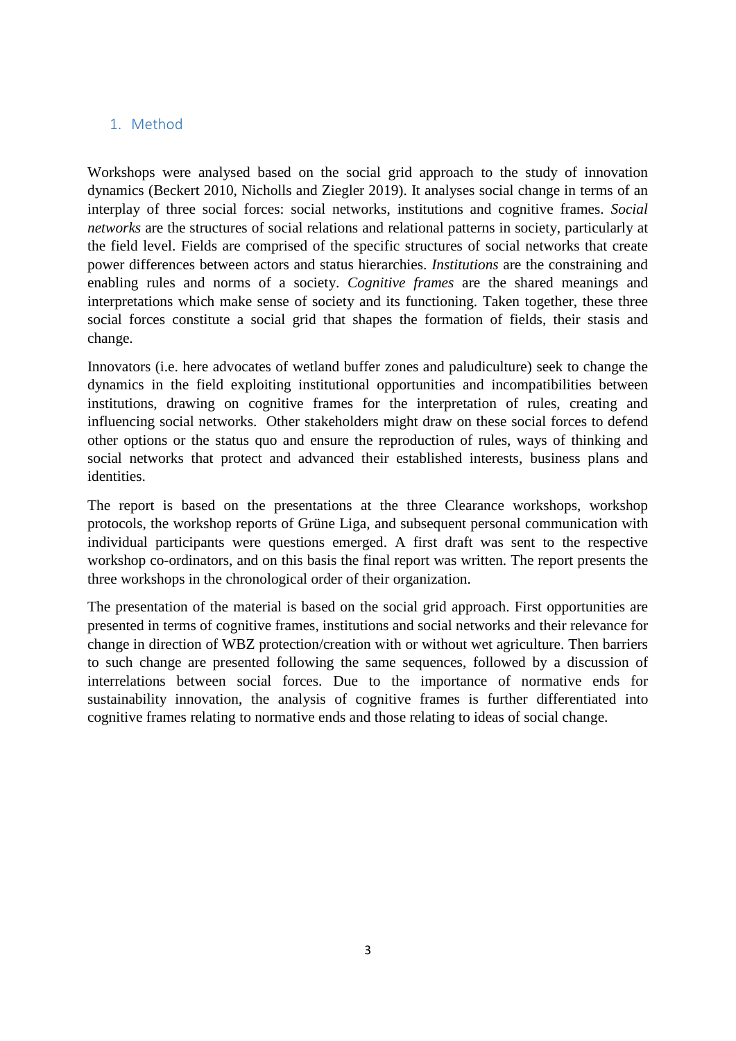# 1. Method

Workshops were analysed based on the social grid approach to the study of innovation dynamics (Beckert 2010, Nicholls and Ziegler 2019). It analyses social change in terms of an interplay of three social forces: social networks, institutions and cognitive frames. *Social networks* are the structures of social relations and relational patterns in society, particularly at the field level. Fields are comprised of the specific structures of social networks that create power differences between actors and status hierarchies. *Institutions* are the constraining and enabling rules and norms of a society. *Cognitive frames* are the shared meanings and interpretations which make sense of society and its functioning. Taken together, these three social forces constitute a social grid that shapes the formation of fields, their stasis and change.

Innovators (i.e. here advocates of wetland buffer zones and paludiculture) seek to change the dynamics in the field exploiting institutional opportunities and incompatibilities between institutions, drawing on cognitive frames for the interpretation of rules, creating and influencing social networks. Other stakeholders might draw on these social forces to defend other options or the status quo and ensure the reproduction of rules, ways of thinking and social networks that protect and advanced their established interests, business plans and identities.

The report is based on the presentations at the three Clearance workshops, workshop protocols, the workshop reports of Grüne Liga, and subsequent personal communication with individual participants were questions emerged. A first draft was sent to the respective workshop co-ordinators, and on this basis the final report was written. The report presents the three workshops in the chronological order of their organization.

The presentation of the material is based on the social grid approach. First opportunities are presented in terms of cognitive frames, institutions and social networks and their relevance for change in direction of WBZ protection/creation with or without wet agriculture. Then barriers to such change are presented following the same sequences, followed by a discussion of interrelations between social forces. Due to the importance of normative ends for sustainability innovation, the analysis of cognitive frames is further differentiated into cognitive frames relating to normative ends and those relating to ideas of social change.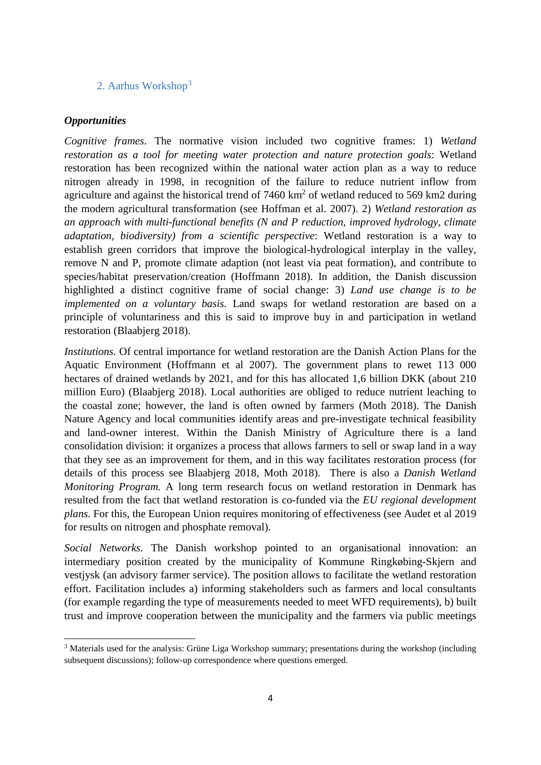## 2. Aarhus Workshop[3]

***Opportunities***

*Cognitive frames*. The normative vision included two cognitive frames: 1) *Wetland restoration as a tool for meeting water protection and nature protection goals*: Wetland restoration has been recognized within the national water action plan as a way to reduce nitrogen already in 1998, in recognition of the failure to reduce nutrient inflow from agriculture and against the historical trend of 7460 $km^2$ of wetland reduced to 569 km2 during the modern agricultural transformation (see Hoffman et al. 2007). 2) *Wetland restoration as an approach with multi-functional benefits (N and P reduction, improved hydrology, climate adaptation, biodiversity) from a scientific perspective*: Wetland restoration is a way to establish green corridors that improve the biological-hydrological interplay in the valley, remove N and P, promote climate adaption (not least via peat formation), and contribute to species/habitat preservation/creation (Hoffmann 2018). In addition, the Danish discussion highlighted a distinct cognitive frame of social change: 3) *Land use change is to be implemented on a voluntary basis.* Land swaps for wetland restoration are based on a principle of voluntariness and this is said to improve buy in and participation in wetland restoration (Blaabjerg 2018).

*Institutions.* Of central importance for wetland restoration are the Danish Action Plans for the Aquatic Environment (Hoffmann et al 2007). The government plans to rewet 113 000 hectares of drained wetlands by 2021, and for this has allocated 1,6 billion DKK (about 210 million Euro) (Blaabjerg 2018). Local authorities are obliged to reduce nutrient leaching to the coastal zone; however, the land is often owned by farmers (Moth 2018). The Danish Nature Agency and local communities identify areas and pre-investigate technical feasibility and land-owner interest. Within the Danish Ministry of Agriculture there is a land consolidation division: it organizes a process that allows farmers to sell or swap land in a way that they see as an improvement for them, and in this way facilitates restoration process (for details of this process see Blaabjerg 2018, Moth 2018). There is also a *Danish Wetland Monitoring Program.* A long term research focus on wetland restoration in Denmark has resulted from the fact that wetland restoration is co-funded via the *EU regional development plans.* For this, the European Union requires monitoring of effectiveness (see Audet et al 2019 for results on nitrogen and phosphate removal).

*Social Networks.* The Danish workshop pointed to an organisational innovation: an intermediary position created by the municipality of Kommune Ringkøbing-Skjern and vestjysk (an advisory farmer service). The position allows to facilitate the wetland restoration effort. Facilitation includes a) informing stakeholders such as farmers and local consultants (for example regarding the type of measurements needed to meet WFD requirements), b) built trust and improve cooperation between the municipality and the farmers via public meetings

[3] Materials used for the analysis: Grüne Liga Workshop summary; presentations during the workshop (including subsequent discussions); follow-up correspondence where questions emerged.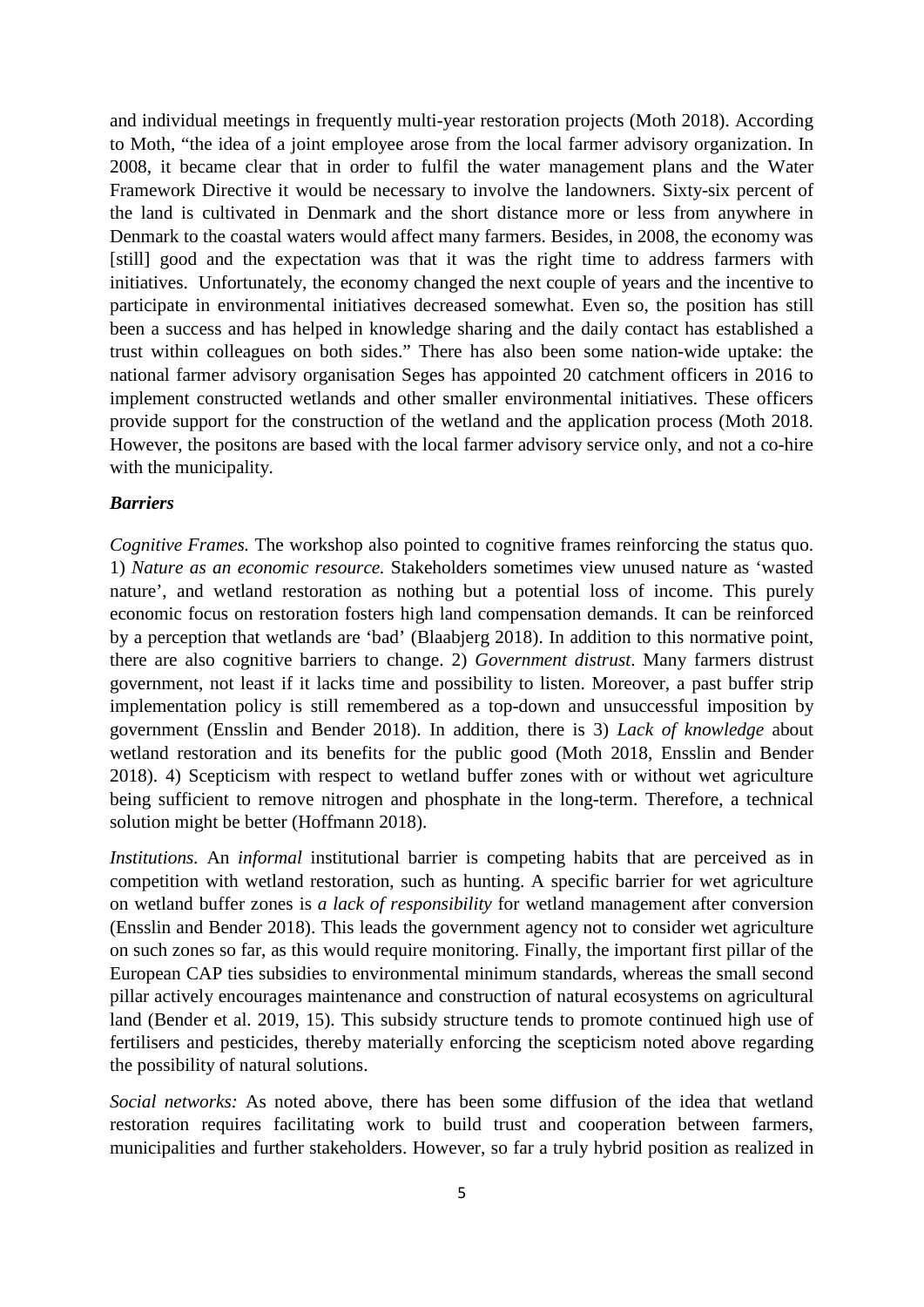and individual meetings in frequently multi-year restoration projects (Moth 2018). According to Moth, “the idea of a joint employee arose from the local farmer advisory organization. In 2008, it became clear that in order to fulfil the water management plans and the Water Framework Directive it would be necessary to involve the landowners. Sixty-six percent of the land is cultivated in Denmark and the short distance more or less from anywhere in Denmark to the coastal waters would affect many farmers. Besides, in 2008, the economy was [still] good and the expectation was that it was the right time to address farmers with initiatives. Unfortunately, the economy changed the next couple of years and the incentive to participate in environmental initiatives decreased somewhat. Even so, the position has still been a success and has helped in knowledge sharing and the daily contact has established a trust within colleagues on both sides.” There has also been some nation-wide uptake: the national farmer advisory organisation Seges has appointed 20 catchment officers in 2016 to implement constructed wetlands and other smaller environmental initiatives. These officers provide support for the construction of the wetland and the application process (Moth 2018. However, the positons are based with the local farmer advisory service only, and not a co-hire with the municipality.

***Barriers***

*Cognitive Frames.* The workshop also pointed to cognitive frames reinforcing the status quo. 1) *Nature as an economic resource.* Stakeholders sometimes view unused nature as ‘wasted nature’, and wetland restoration as nothing but a potential loss of income. This purely economic focus on restoration fosters high land compensation demands. It can be reinforced by a perception that wetlands are ‘bad’ (Blaabjerg 2018). In addition to this normative point, there are also cognitive barriers to change. 2) *Government distrust*. Many farmers distrust government, not least if it lacks time and possibility to listen. Moreover, a past buffer strip implementation policy is still remembered as a top-down and unsuccessful imposition by government (Ensslin and Bender 2018). In addition, there is 3) *Lack of knowledge* about wetland restoration and its benefits for the public good (Moth 2018, Ensslin and Bender 2018). 4) Scepticism with respect to wetland buffer zones with or without wet agriculture being sufficient to remove nitrogen and phosphate in the long-term. Therefore, a technical solution might be better (Hoffmann 2018).

*Institutions.* An *informal* institutional barrier is competing habits that are perceived as in competition with wetland restoration, such as hunting. A specific barrier for wet agriculture on wetland buffer zones is *a lack of responsibility* for wetland management after conversion (Ensslin and Bender 2018). This leads the government agency not to consider wet agriculture on such zones so far, as this would require monitoring. Finally, the important first pillar of the European CAP ties subsidies to environmental minimum standards, whereas the small second pillar actively encourages maintenance and construction of natural ecosystems on agricultural land (Bender et al. 2019, 15). This subsidy structure tends to promote continued high use of fertilisers and pesticides, thereby materially enforcing the scepticism noted above regarding the possibility of natural solutions.

*Social networks:* As noted above, there has been some diffusion of the idea that wetland restoration requires facilitating work to build trust and cooperation between farmers, municipalities and further stakeholders. However, so far a truly hybrid position as realized in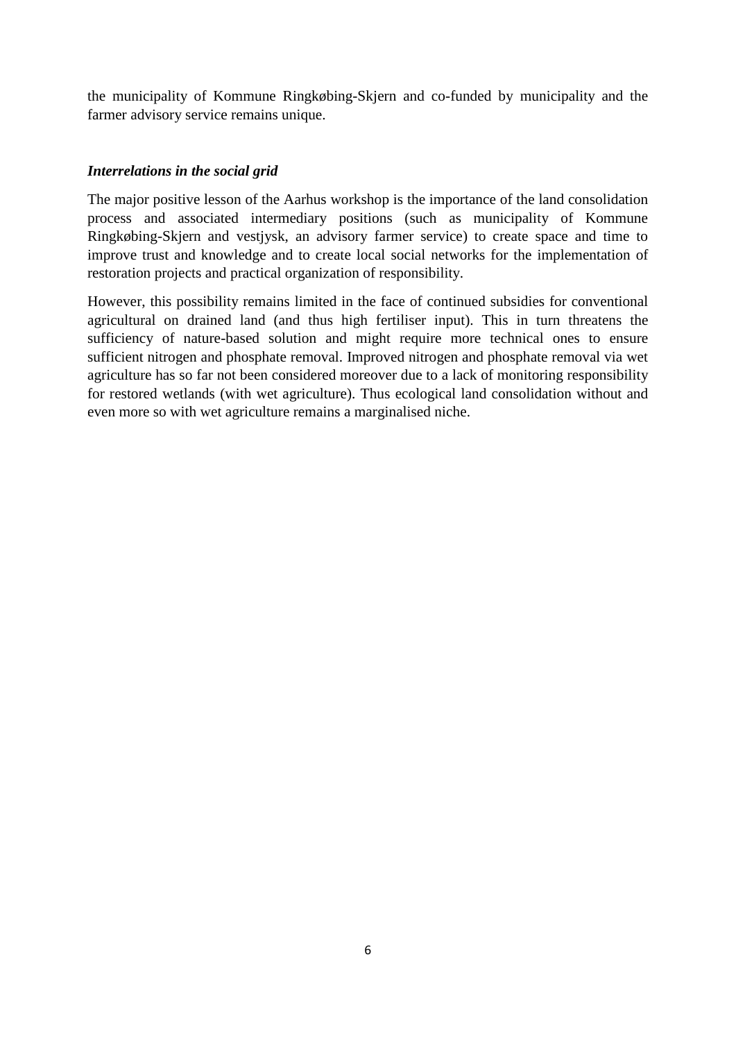the municipality of Kommune Ringkøbing-Skjern and co-funded by municipality and the farmer advisory service remains unique.

### *Interrelations in the social grid*

The major positive lesson of the Aarhus workshop is the importance of the land consolidation process and associated intermediary positions (such as municipality of Kommune Ringkøbing-Skjern and vestjysk, an advisory farmer service) to create space and time to improve trust and knowledge and to create local social networks for the implementation of restoration projects and practical organization of responsibility.

However, this possibility remains limited in the face of continued subsidies for conventional agricultural on drained land (and thus high fertiliser input). This in turn threatens the sufficiency of nature-based solution and might require more technical ones to ensure sufficient nitrogen and phosphate removal. Improved nitrogen and phosphate removal via wet agriculture has so far not been considered moreover due to a lack of monitoring responsibility for restored wetlands (with wet agriculture). Thus ecological land consolidation without and even more so with wet agriculture remains a marginalised niche.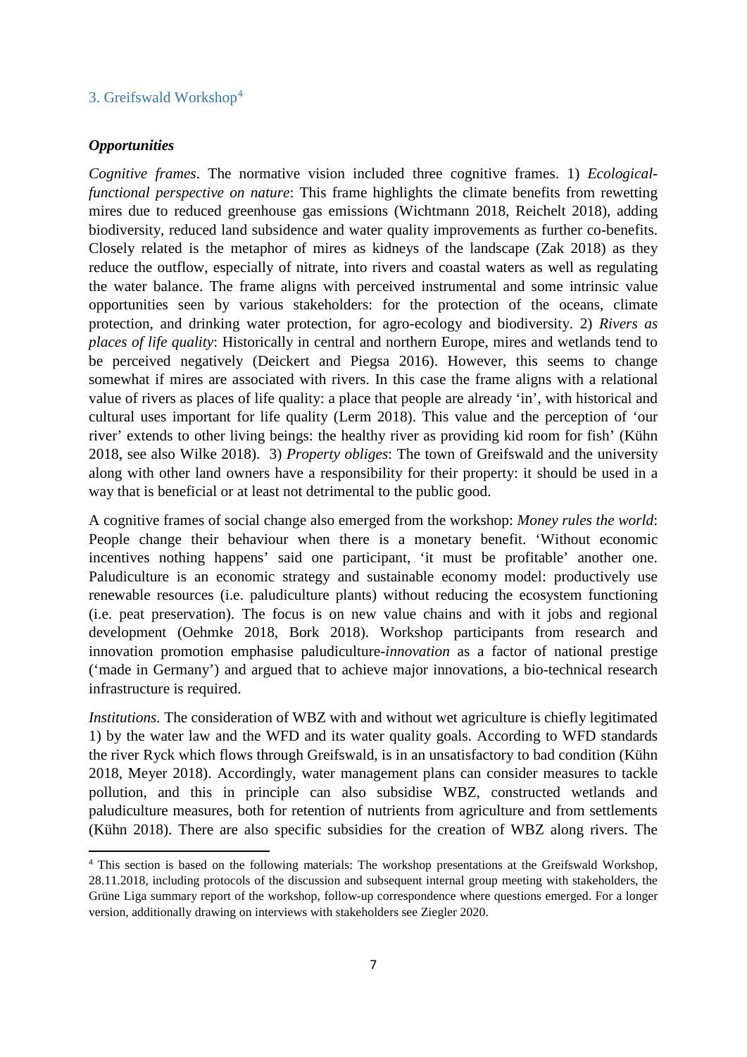## 3. Greifswald Workshop[4]

### *Opportunities*

*Cognitive frames*. The normative vision included three cognitive frames. 1) *Ecological-functional perspective on nature*: This frame highlights the climate benefits from rewetting mires due to reduced greenhouse gas emissions (Wichtmann 2018, Reichelt 2018), adding biodiversity, reduced land subsidence and water quality improvements as further co-benefits. Closely related is the metaphor of mires as kidneys of the landscape (Zak 2018) as they reduce the outflow, especially of nitrate, into rivers and coastal waters as well as regulating the water balance. The frame aligns with perceived instrumental and some intrinsic value opportunities seen by various stakeholders: for the protection of the oceans, climate protection, and drinking water protection, for agro-ecology and biodiversity. 2) *Rivers as places of life quality*: Historically in central and northern Europe, mires and wetlands tend to be perceived negatively (Deickert and Piegsa 2016). However, this seems to change somewhat if mires are associated with rivers. In this case the frame aligns with a relational value of rivers as places of life quality: a place that people are already 'in', with historical and cultural uses important for life quality (Lerm 2018). This value and the perception of 'our river' extends to other living beings: the healthy river as providing kid room for fish' (Kühn 2018, see also Wilke 2018). 3) *Property obliges*: The town of Greifswald and the university along with other land owners have a responsibility for their property: it should be used in a way that is beneficial or at least not detrimental to the public good.

A cognitive frames of social change also emerged from the workshop: *Money rules the world*: People change their behaviour when there is a monetary benefit. 'Without economic incentives nothing happens' said one participant, 'it must be profitable' another one. Paludiculture is an economic strategy and sustainable economy model: productively use renewable resources (i.e. paludiculture plants) without reducing the ecosystem functioning (i.e. peat preservation). The focus is on new value chains and with it jobs and regional development (Oehmke 2018, Bork 2018). Workshop participants from research and innovation promotion emphasise paludiculture-*innovation* as a factor of national prestige ('made in Germany') and argued that to achieve major innovations, a bio-technical research infrastructure is required.

*Institutions.* The consideration of WBZ with and without wet agriculture is chiefly legitimated 1) by the water law and the WFD and its water quality goals. According to WFD standards the river Ryck which flows through Greifswald, is in an unsatisfactory to bad condition (Kühn 2018, Meyer 2018). Accordingly, water management plans can consider measures to tackle pollution, and this in principle can also subsidise WBZ, constructed wetlands and paludiculture measures, both for retention of nutrients from agriculture and from settlements (Kühn 2018). There are also specific subsidies for the creation of WBZ along rivers. The

[4] This section is based on the following materials: The workshop presentations at the Greifswald Workshop, 28.11.2018, including protocols of the discussion and subsequent internal group meeting with stakeholders, the Grüne Liga summary report of the workshop, follow-up correspondence where questions emerged. For a longer version, additionally drawing on interviews with stakeholders see Ziegler 2020.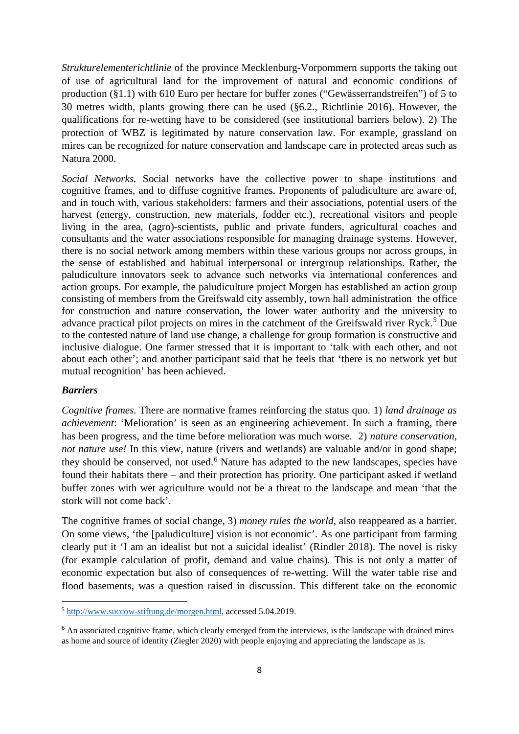*Strukturelementerichtlinie* of the province Mecklenburg-Vorpommern supports the taking out of use of agricultural land for the improvement of natural and economic conditions of production (§1.1) with 610 Euro per hectare for buffer zones ("Gewässerrandstreifen") of 5 to 30 metres width, plants growing there can be used (§6.2., Richtlinie 2016). However, the qualifications for re-wetting have to be considered (see institutional barriers below). 2) The protection of WBZ is legitimated by nature conservation law. For example, grassland on mires can be recognized for nature conservation and landscape care in protected areas such as Natura 2000.

*Social Networks.* Social networks have the collective power to shape institutions and cognitive frames, and to diffuse cognitive frames. Proponents of paludiculture are aware of, and in touch with, various stakeholders: farmers and their associations, potential users of the harvest (energy, construction, new materials, fodder etc.), recreational visitors and people living in the area, (agro)-scientists, public and private funders, agricultural coaches and consultants and the water associations responsible for managing drainage systems. However, there is no social network among members within these various groups nor across groups, in the sense of established and habitual interpersonal or intergroup relationships. Rather, the paludiculture innovators seek to advance such networks via international conferences and action groups. For example, the paludiculture project Morgen has established an action group consisting of members from the Greifswald city assembly, town hall administration the office for construction and nature conservation, the lower water authority and the university to advance practical pilot projects on mires in the catchment of the Greifswald river Ryck.[5] Due to the contested nature of land use change, a challenge for group formation is constructive and inclusive dialogue. One farmer stressed that it is important to 'talk with each other, and not about each other'; and another participant said that he feels that 'there is no network yet but mutual recognition' has been achieved.

***Barriers***

*Cognitive frames.* There are normative frames reinforcing the status quo. 1) *land drainage as achievement*: 'Melioration' is seen as an engineering achievement. In such a framing, there has been progress, and the time before melioration was much worse. 2) *nature conservation, not nature use!* In this view, nature (rivers and wetlands) are valuable and/or in good shape; they should be conserved, not used.[6] Nature has adapted to the new landscapes, species have found their habitats there – and their protection has priority. One participant asked if wetland buffer zones with wet agriculture would not be a threat to the landscape and mean 'that the stork will not come back'.

The cognitive frames of social change, 3) *money rules the world*, also reappeared as a barrier. On some views, 'the [paludiculture] vision is not economic'. As one participant from farming clearly put it 'I am an idealist but not a suicidal idealist' (Rindler 2018). The novel is risky (for example calculation of profit, demand and value chains). This is not only a matter of economic expectation but also of consequences of re-wetting. Will the water table rise and flood basements, was a question raised in discussion. This different take on the economic

---

[5] http://www.succow-stiftung.de/morgen.html, accessed 5.04.2019.

[6] An associated cognitive frame, which clearly emerged from the interviews, is the landscape with drained mires as home and source of identity (Ziegler 2020) with people enjoying and appreciating the landscape as is.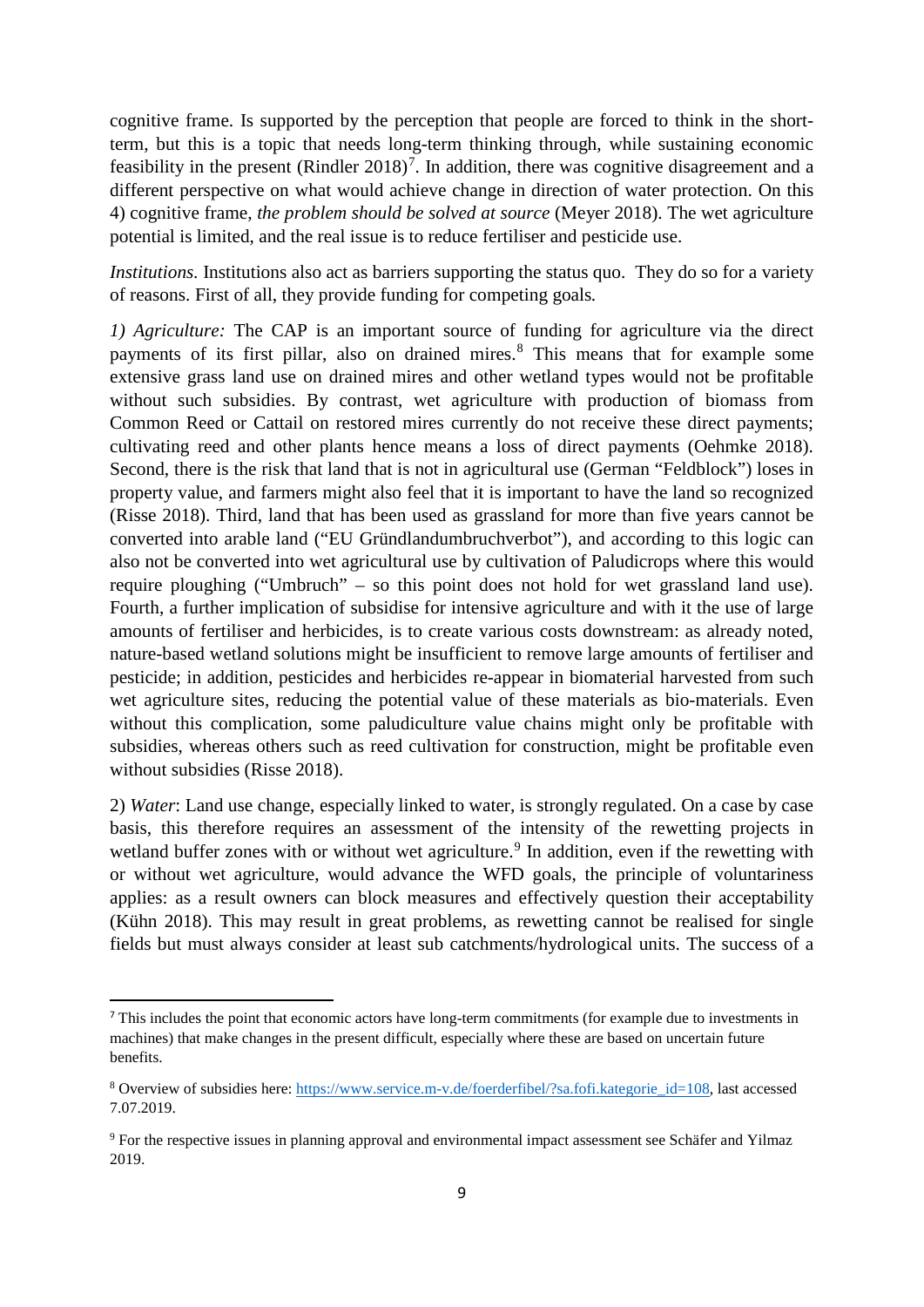cognitive frame. Is supported by the perception that people are forced to think in the short-term, but this is a topic that needs long-term thinking through, while sustaining economic feasibility in the present (Rindler 2018)[7]. In addition, there was cognitive disagreement and a different perspective on what would achieve change in direction of water protection. On this 4) cognitive frame, *the problem should be solved at source* (Meyer 2018). The wet agriculture potential is limited, and the real issue is to reduce fertiliser and pesticide use.

*Institutions.* Institutions also act as barriers supporting the status quo. They do so for a variety of reasons. First of all, they provide funding for competing goals.

*1) Agriculture:* The CAP is an important source of funding for agriculture via the direct payments of its first pillar, also on drained mires.[8] This means that for example some extensive grass land use on drained mires and other wetland types would not be profitable without such subsidies. By contrast, wet agriculture with production of biomass from Common Reed or Cattail on restored mires currently do not receive these direct payments; cultivating reed and other plants hence means a loss of direct payments (Oehmke 2018). Second, there is the risk that land that is not in agricultural use (German "Feldblock") loses in property value, and farmers might also feel that it is important to have the land so recognized (Risse 2018). Third, land that has been used as grassland for more than five years cannot be converted into arable land ("EU Gründlandumbruchverbot"), and according to this logic can also not be converted into wet agricultural use by cultivation of Paludicrops where this would require ploughing ("Umbruch" – so this point does not hold for wet grassland land use). Fourth, a further implication of subsidise for intensive agriculture and with it the use of large amounts of fertiliser and herbicides, is to create various costs downstream: as already noted, nature-based wetland solutions might be insufficient to remove large amounts of fertiliser and pesticide; in addition, pesticides and herbicides re-appear in biomaterial harvested from such wet agriculture sites, reducing the potential value of these materials as bio-materials. Even without this complication, some paludiculture value chains might only be profitable with subsidies, whereas others such as reed cultivation for construction, might be profitable even without subsidies (Risse 2018).

2) *Water*: Land use change, especially linked to water, is strongly regulated. On a case by case basis, this therefore requires an assessment of the intensity of the rewetting projects in wetland buffer zones with or without wet agriculture.[9] In addition, even if the rewetting with or without wet agriculture, would advance the WFD goals, the principle of voluntariness applies: as a result owners can block measures and effectively question their acceptability (Kühn 2018). This may result in great problems, as rewetting cannot be realised for single fields but must always consider at least sub catchments/hydrological units. The success of a

---

[7] This includes the point that economic actors have long-term commitments (for example due to investments in machines) that make changes in the present difficult, especially where these are based on uncertain future benefits.

[8] Overview of subsidies here: https://www.service.m-v.de/foerderfibel/?sa.fofi.kategorie_id=108, last accessed 7.07.2019.

[9] For the respective issues in planning approval and environmental impact assessment see Schäfer and Yilmaz 2019.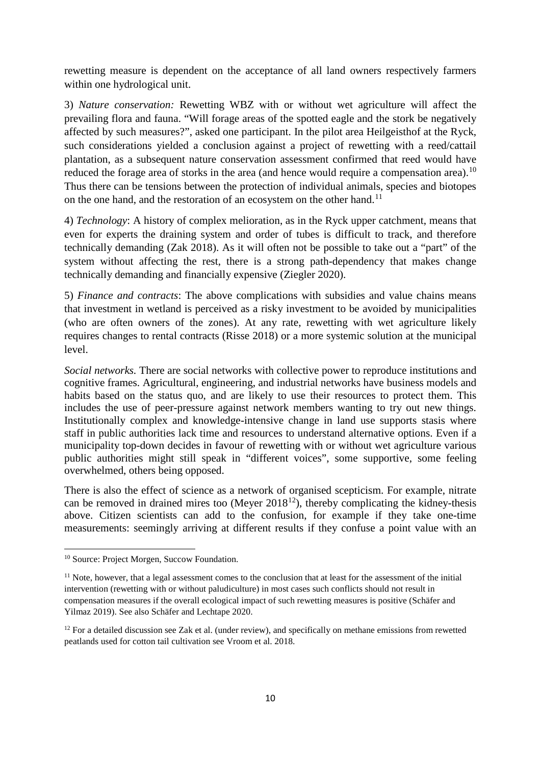rewetting measure is dependent on the acceptance of all land owners respectively farmers within one hydrological unit.

3) *Nature conservation:* Rewetting WBZ with or without wet agriculture will affect the prevailing flora and fauna. "Will forage areas of the spotted eagle and the stork be negatively affected by such measures?", asked one participant. In the pilot area Heilgeisthof at the Ryck, such considerations yielded a conclusion against a project of rewetting with a reed/cattail plantation, as a subsequent nature conservation assessment confirmed that reed would have reduced the forage area of storks in the area (and hence would require a compensation area).[10] Thus there can be tensions between the protection of individual animals, species and biotopes on the one hand, and the restoration of an ecosystem on the other hand.[11]

4) *Technology*: A history of complex melioration, as in the Ryck upper catchment, means that even for experts the draining system and order of tubes is difficult to track, and therefore technically demanding (Zak 2018). As it will often not be possible to take out a "part" of the system without affecting the rest, there is a strong path-dependency that makes change technically demanding and financially expensive (Ziegler 2020).

5) *Finance and contracts*: The above complications with subsidies and value chains means that investment in wetland is perceived as a risky investment to be avoided by municipalities (who are often owners of the zones). At any rate, rewetting with wet agriculture likely requires changes to rental contracts (Risse 2018) or a more systemic solution at the municipal level.

*Social networks.* There are social networks with collective power to reproduce institutions and cognitive frames. Agricultural, engineering, and industrial networks have business models and habits based on the status quo, and are likely to use their resources to protect them. This includes the use of peer-pressure against network members wanting to try out new things. Institutionally complex and knowledge-intensive change in land use supports stasis where staff in public authorities lack time and resources to understand alternative options. Even if a municipality top-down decides in favour of rewetting with or without wet agriculture various public authorities might still speak in "different voices", some supportive, some feeling overwhelmed, others being opposed.

There is also the effect of science as a network of organised scepticism. For example, nitrate can be removed in drained mires too (Meyer 2018[12]), thereby complicating the kidney-thesis above. Citizen scientists can add to the confusion, for example if they take one-time measurements: seemingly arriving at different results if they confuse a point value with an

---

[10] Source: Project Morgen, Succow Foundation.

[11] Note, however, that a legal assessment comes to the conclusion that at least for the assessment of the initial intervention (rewetting with or without paludiculture) in most cases such conflicts should not result in compensation measures if the overall ecological impact of such rewetting measures is positive (Schäfer and Yilmaz 2019). See also Schäfer and Lechtape 2020.

[12] For a detailed discussion see Zak et al. (under review), and specifically on methane emissions from rewetted peatlands used for cotton tail cultivation see Vroom et al. 2018.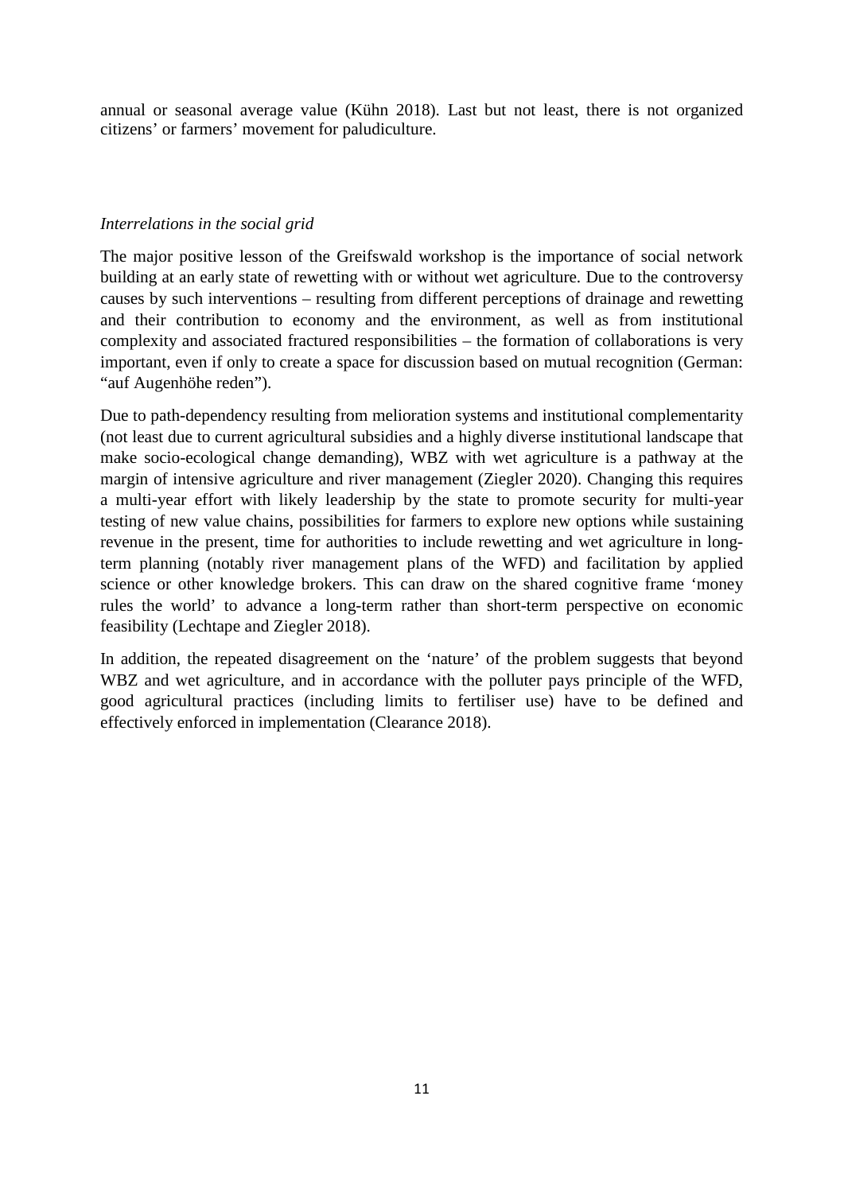annual or seasonal average value (Kühn 2018). Last but not least, there is not organized citizens' or farmers' movement for paludiculture.

*Interrelations in the social grid*

The major positive lesson of the Greifswald workshop is the importance of social network building at an early state of rewetting with or without wet agriculture. Due to the controversy causes by such interventions – resulting from different perceptions of drainage and rewetting and their contribution to economy and the environment, as well as from institutional complexity and associated fractured responsibilities – the formation of collaborations is very important, even if only to create a space for discussion based on mutual recognition (German: "auf Augenhöhe reden").

Due to path-dependency resulting from melioration systems and institutional complementarity (not least due to current agricultural subsidies and a highly diverse institutional landscape that make socio-ecological change demanding), WBZ with wet agriculture is a pathway at the margin of intensive agriculture and river management (Ziegler 2020). Changing this requires a multi-year effort with likely leadership by the state to promote security for multi-year testing of new value chains, possibilities for farmers to explore new options while sustaining revenue in the present, time for authorities to include rewetting and wet agriculture in long-term planning (notably river management plans of the WFD) and facilitation by applied science or other knowledge brokers. This can draw on the shared cognitive frame 'money rules the world' to advance a long-term rather than short-term perspective on economic feasibility (Lechtape and Ziegler 2018).

In addition, the repeated disagreement on the 'nature' of the problem suggests that beyond WBZ and wet agriculture, and in accordance with the polluter pays principle of the WFD, good agricultural practices (including limits to fertiliser use) have to be defined and effectively enforced in implementation (Clearance 2018).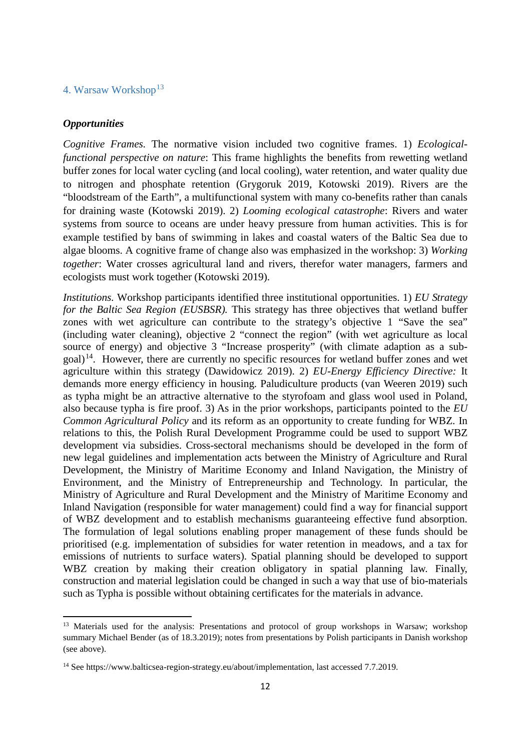## 4. Warsaw Workshop[13]

***Opportunities***

*Cognitive Frames.* The normative vision included two cognitive frames. 1) *Ecological-functional perspective on nature*: This frame highlights the benefits from rewetting wetland buffer zones for local water cycling (and local cooling), water retention, and water quality due to nitrogen and phosphate retention (Grygoruk 2019, Kotowski 2019). Rivers are the "bloodstream of the Earth", a multifunctional system with many co-benefits rather than canals for draining waste (Kotowski 2019). 2) *Looming ecological catastrophe*: Rivers and water systems from source to oceans are under heavy pressure from human activities. This is for example testified by bans of swimming in lakes and coastal waters of the Baltic Sea due to algae blooms. A cognitive frame of change also was emphasized in the workshop: 3) *Working together*: Water crosses agricultural land and rivers, therefor water managers, farmers and ecologists must work together (Kotowski 2019).

*Institutions.* Workshop participants identified three institutional opportunities. 1) *EU Strategy for the Baltic Sea Region (EUSBSR).* This strategy has three objectives that wetland buffer zones with wet agriculture can contribute to the strategy's objective 1 "Save the sea" (including water cleaning), objective 2 "connect the region" (with wet agriculture as local source of energy) and objective 3 "Increase prosperity" (with climate adaption as a sub-goal)[14]. However, there are currently no specific resources for wetland buffer zones and wet agriculture within this strategy (Dawidowicz 2019). 2) *EU-Energy Efficiency Directive:* It demands more energy efficiency in housing. Paludiculture products (van Weeren 2019) such as typha might be an attractive alternative to the styrofoam and glass wool used in Poland, also because typha is fire proof. 3) As in the prior workshops, participants pointed to the *EU Common Agricultural Policy* and its reform as an opportunity to create funding for WBZ. In relations to this, the Polish Rural Development Programme could be used to support WBZ development via subsidies. Cross-sectoral mechanisms should be developed in the form of new legal guidelines and implementation acts between the Ministry of Agriculture and Rural Development, the Ministry of Maritime Economy and Inland Navigation, the Ministry of Environment, and the Ministry of Entrepreneurship and Technology. In particular, the Ministry of Agriculture and Rural Development and the Ministry of Maritime Economy and Inland Navigation (responsible for water management) could find a way for financial support of WBZ development and to establish mechanisms guaranteeing effective fund absorption. The formulation of legal solutions enabling proper management of these funds should be prioritised (e.g. implementation of subsidies for water retention in meadows, and a tax for emissions of nutrients to surface waters). Spatial planning should be developed to support WBZ creation by making their creation obligatory in spatial planning law. Finally, construction and material legislation could be changed in such a way that use of bio-materials such as Typha is possible without obtaining certificates for the materials in advance.

---

[13] Materials used for the analysis: Presentations and protocol of group workshops in Warsaw; workshop summary Michael Bender (as of 18.3.2019); notes from presentations by Polish participants in Danish workshop (see above).

[14] See https://www.balticsea-region-strategy.eu/about/implementation, last accessed 7.7.2019.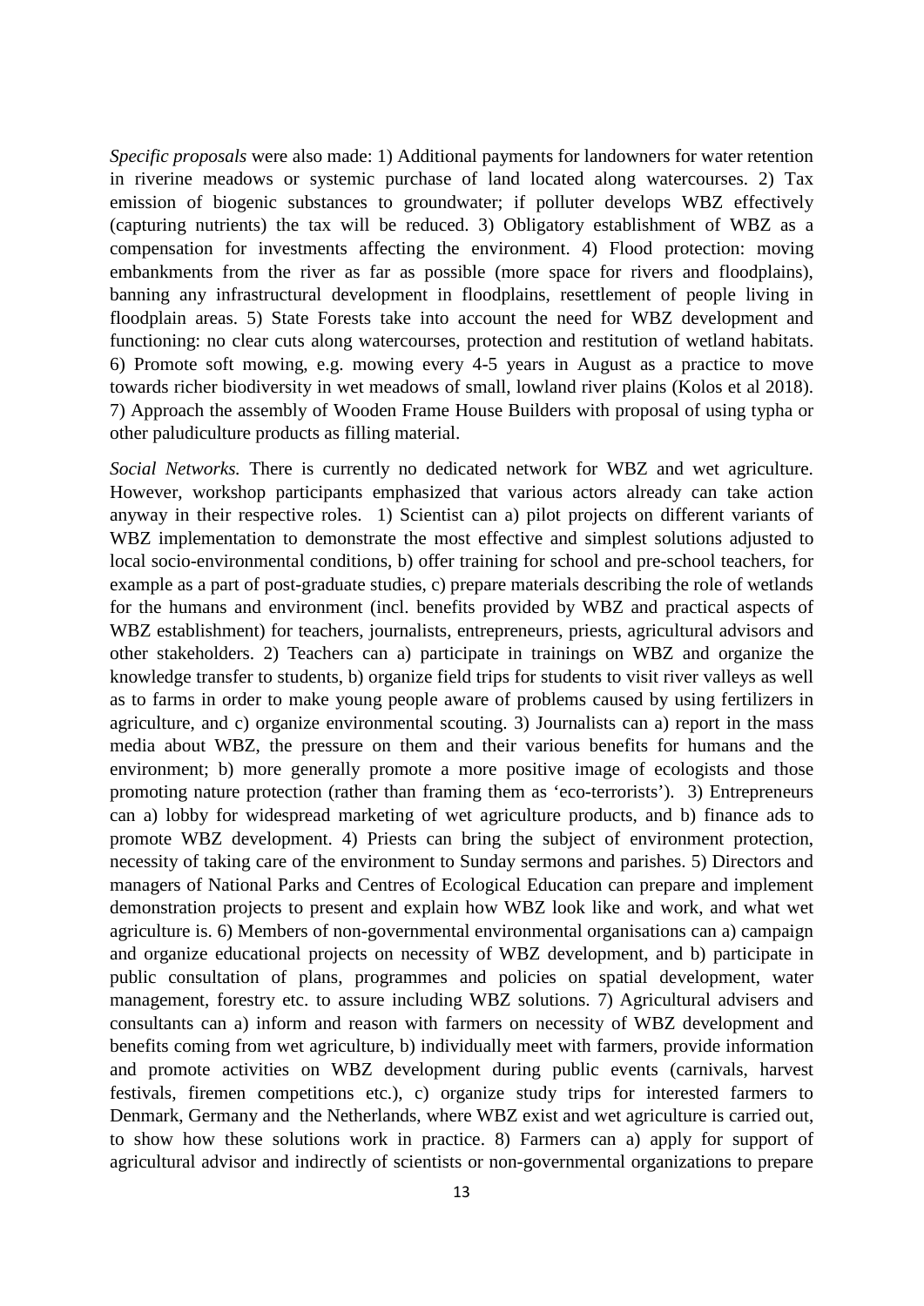*Specific proposals* were also made: 1) Additional payments for landowners for water retention in riverine meadows or systemic purchase of land located along watercourses. 2) Tax emission of biogenic substances to groundwater; if polluter develops WBZ effectively (capturing nutrients) the tax will be reduced. 3) Obligatory establishment of WBZ as a compensation for investments affecting the environment. 4) Flood protection: moving embankments from the river as far as possible (more space for rivers and floodplains), banning any infrastructural development in floodplains, resettlement of people living in floodplain areas. 5) State Forests take into account the need for WBZ development and functioning: no clear cuts along watercourses, protection and restitution of wetland habitats. 6) Promote soft mowing, e.g. mowing every 4-5 years in August as a practice to move towards richer biodiversity in wet meadows of small, lowland river plains (Kolos et al 2018). 7) Approach the assembly of Wooden Frame House Builders with proposal of using typha or other paludiculture products as filling material.

*Social Networks.* There is currently no dedicated network for WBZ and wet agriculture. However, workshop participants emphasized that various actors already can take action anyway in their respective roles. 1) Scientist can a) pilot projects on different variants of WBZ implementation to demonstrate the most effective and simplest solutions adjusted to local socio-environmental conditions, b) offer training for school and pre-school teachers, for example as a part of post-graduate studies, c) prepare materials describing the role of wetlands for the humans and environment (incl. benefits provided by WBZ and practical aspects of WBZ establishment) for teachers, journalists, entrepreneurs, priests, agricultural advisors and other stakeholders. 2) Teachers can a) participate in trainings on WBZ and organize the knowledge transfer to students, b) organize field trips for students to visit river valleys as well as to farms in order to make young people aware of problems caused by using fertilizers in agriculture, and c) organize environmental scouting. 3) Journalists can a) report in the mass media about WBZ, the pressure on them and their various benefits for humans and the environment; b) more generally promote a more positive image of ecologists and those promoting nature protection (rather than framing them as 'eco-terrorists'). 3) Entrepreneurs can a) lobby for widespread marketing of wet agriculture products, and b) finance ads to promote WBZ development. 4) Priests can bring the subject of environment protection, necessity of taking care of the environment to Sunday sermons and parishes. 5) Directors and managers of National Parks and Centres of Ecological Education can prepare and implement demonstration projects to present and explain how WBZ look like and work, and what wet agriculture is. 6) Members of non-governmental environmental organisations can a) campaign and organize educational projects on necessity of WBZ development, and b) participate in public consultation of plans, programmes and policies on spatial development, water management, forestry etc. to assure including WBZ solutions. 7) Agricultural advisers and consultants can a) inform and reason with farmers on necessity of WBZ development and benefits coming from wet agriculture, b) individually meet with farmers, provide information and promote activities on WBZ development during public events (carnivals, harvest festivals, firemen competitions etc.), c) organize study trips for interested farmers to Denmark, Germany and the Netherlands, where WBZ exist and wet agriculture is carried out, to show how these solutions work in practice. 8) Farmers can a) apply for support of agricultural advisor and indirectly of scientists or non-governmental organizations to prepare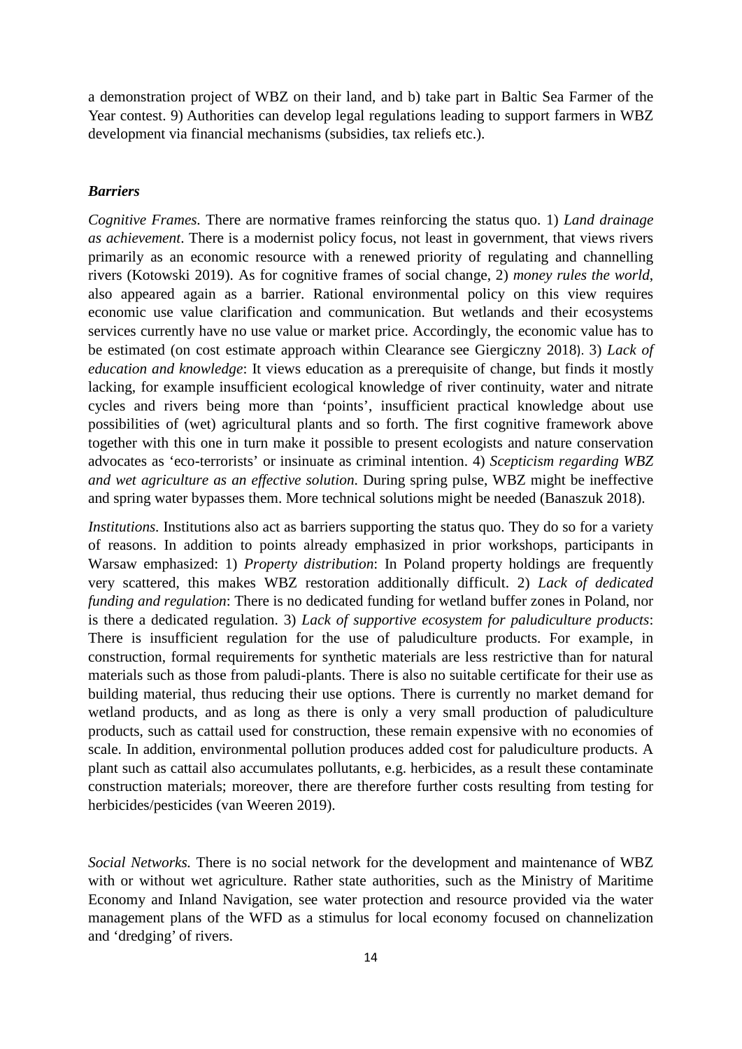a demonstration project of WBZ on their land, and b) take part in Baltic Sea Farmer of the Year contest. 9) Authorities can develop legal regulations leading to support farmers in WBZ development via financial mechanisms (subsidies, tax reliefs etc.).

### *Barriers*

*Cognitive Frames.* There are normative frames reinforcing the status quo. 1) *Land drainage as achievement*. There is a modernist policy focus, not least in government, that views rivers primarily as an economic resource with a renewed priority of regulating and channelling rivers (Kotowski 2019). As for cognitive frames of social change, 2) *money rules the world*, also appeared again as a barrier. Rational environmental policy on this view requires economic use value clarification and communication. But wetlands and their ecosystems services currently have no use value or market price. Accordingly, the economic value has to be estimated (on cost estimate approach within Clearance see Giergiczny 2018). 3) *Lack of education and knowledge*: It views education as a prerequisite of change, but finds it mostly lacking, for example insufficient ecological knowledge of river continuity, water and nitrate cycles and rivers being more than 'points', insufficient practical knowledge about use possibilities of (wet) agricultural plants and so forth. The first cognitive framework above together with this one in turn make it possible to present ecologists and nature conservation advocates as 'eco-terrorists' or insinuate as criminal intention. 4) *Scepticism regarding WBZ and wet agriculture as an effective solution.* During spring pulse, WBZ might be ineffective and spring water bypasses them. More technical solutions might be needed (Banaszuk 2018).

*Institutions.* Institutions also act as barriers supporting the status quo. They do so for a variety of reasons. In addition to points already emphasized in prior workshops, participants in Warsaw emphasized: 1) *Property distribution*: In Poland property holdings are frequently very scattered, this makes WBZ restoration additionally difficult. 2) *Lack of dedicated funding and regulation*: There is no dedicated funding for wetland buffer zones in Poland, nor is there a dedicated regulation. 3) *Lack of supportive ecosystem for paludiculture products*: There is insufficient regulation for the use of paludiculture products. For example, in construction, formal requirements for synthetic materials are less restrictive than for natural materials such as those from paludi-plants. There is also no suitable certificate for their use as building material, thus reducing their use options. There is currently no market demand for wetland products, and as long as there is only a very small production of paludiculture products, such as cattail used for construction, these remain expensive with no economies of scale. In addition, environmental pollution produces added cost for paludiculture products. A plant such as cattail also accumulates pollutants, e.g. herbicides, as a result these contaminate construction materials; moreover, there are therefore further costs resulting from testing for herbicides/pesticides (van Weeren 2019).

*Social Networks.* There is no social network for the development and maintenance of WBZ with or without wet agriculture. Rather state authorities, such as the Ministry of Maritime Economy and Inland Navigation, see water protection and resource provided via the water management plans of the WFD as a stimulus for local economy focused on channelization and 'dredging' of rivers.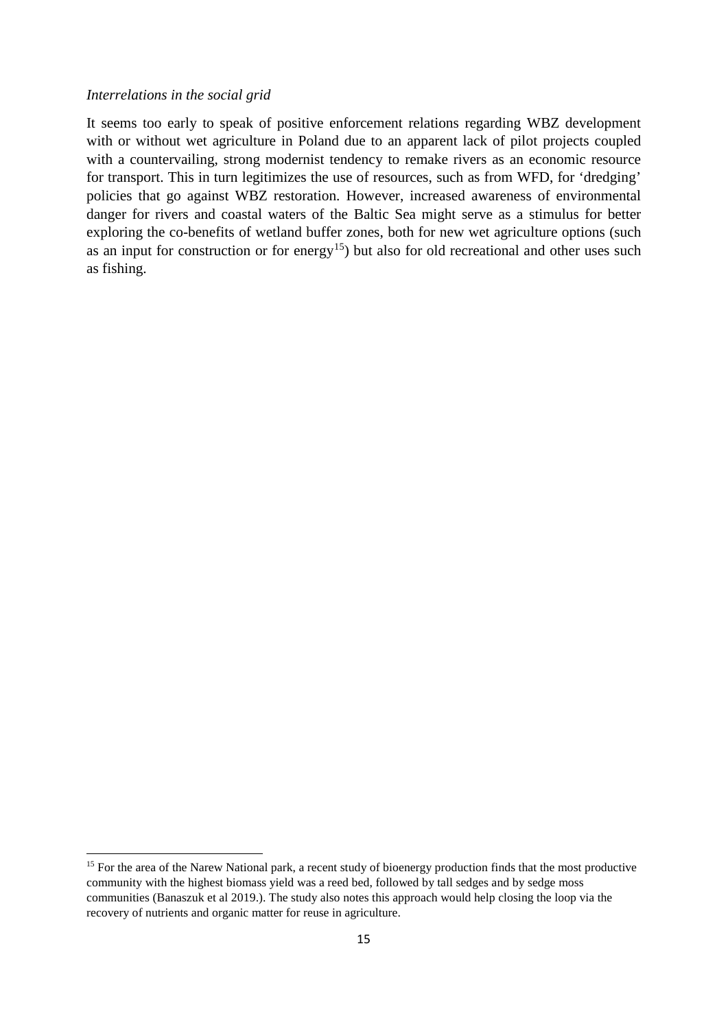*Interrelations in the social grid*

It seems too early to speak of positive enforcement relations regarding WBZ development with or without wet agriculture in Poland due to an apparent lack of pilot projects coupled with a countervailing, strong modernist tendency to remake rivers as an economic resource for transport. This in turn legitimizes the use of resources, such as from WFD, for 'dredging' policies that go against WBZ restoration. However, increased awareness of environmental danger for rivers and coastal waters of the Baltic Sea might serve as a stimulus for better exploring the co-benefits of wetland buffer zones, both for new wet agriculture options (such as an input for construction or for energy[15]) but also for old recreational and other uses such as fishing.

[15] For the area of the Narew National park, a recent study of bioenergy production finds that the most productive community with the highest biomass yield was a reed bed, followed by tall sedges and by sedge moss communities (Banaszuk et al 2019.). The study also notes this approach would help closing the loop via the recovery of nutrients and organic matter for reuse in agriculture.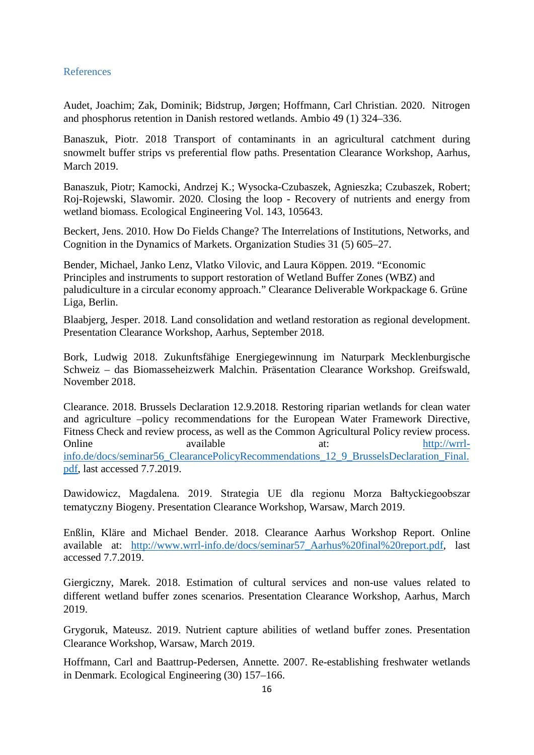## References

Audet, Joachim; Zak, Dominik; Bidstrup, Jørgen; Hoffmann, Carl Christian. 2020. Nitrogen and phosphorus retention in Danish restored wetlands. Ambio 49 (1) 324–336.

Banaszuk, Piotr. 2018 Transport of contaminants in an agricultural catchment during snowmelt buffer strips vs preferential flow paths. Presentation Clearance Workshop, Aarhus, March 2019.

Banaszuk, Piotr; Kamocki, Andrzej K.; Wysocka-Czubaszek, Agnieszka; Czubaszek, Robert; Roj-Rojewski, Slawomir. 2020. Closing the loop - Recovery of nutrients and energy from wetland biomass. Ecological Engineering Vol. 143, 105643.

Beckert, Jens. 2010. How Do Fields Change? The Interrelations of Institutions, Networks, and Cognition in the Dynamics of Markets. Organization Studies 31 (5) 605–27.

Bender, Michael, Janko Lenz, Vlatko Vilovic, and Laura Köppen. 2019. "Economic Principles and instruments to support restoration of Wetland Buffer Zones (WBZ) and paludiculture in a circular economy approach." Clearance Deliverable Workpackage 6. Grüne Liga, Berlin.

Blaabjerg, Jesper. 2018. Land consolidation and wetland restoration as regional development. Presentation Clearance Workshop, Aarhus, September 2018.

Bork, Ludwig 2018. Zukunftsfähige Energiegewinnung im Naturpark Mecklenburgische Schweiz – das Biomasseheizwerk Malchin. Präsentation Clearance Workshop. Greifswald, November 2018.

Clearance. 2018. Brussels Declaration 12.9.2018. Restoring riparian wetlands for clean water and agriculture –policy recommendations for the European Water Framework Directive, Fitness Check and review process, as well as the Common Agricultural Policy review process. Online available at: http://wrrl-info.de/docs/seminar56_ClearancePolicyRecommendations_12_9_BrusselsDeclaration_Final.pdf, last accessed 7.7.2019.

Dawidowicz, Magdalena. 2019. Strategia UE dla regionu Morza Bałtyckiegoobszar tematyczny Biogeny. Presentation Clearance Workshop, Warsaw, March 2019.

Enßlin, Kläre and Michael Bender. 2018. Clearance Aarhus Workshop Report. Online available at: http://www.wrrl-info.de/docs/seminar57_Aarhus%20final%20report.pdf, last accessed 7.7.2019.

Giergiczny, Marek. 2018. Estimation of cultural services and non-use values related to different wetland buffer zones scenarios. Presentation Clearance Workshop, Aarhus, March 2019.

Grygoruk, Mateusz. 2019. Nutrient capture abilities of wetland buffer zones. Presentation Clearance Workshop, Warsaw, March 2019.

Hoffmann, Carl and Baattrup-Pedersen, Annette. 2007. Re-establishing freshwater wetlands in Denmark. Ecological Engineering (30) 157–166.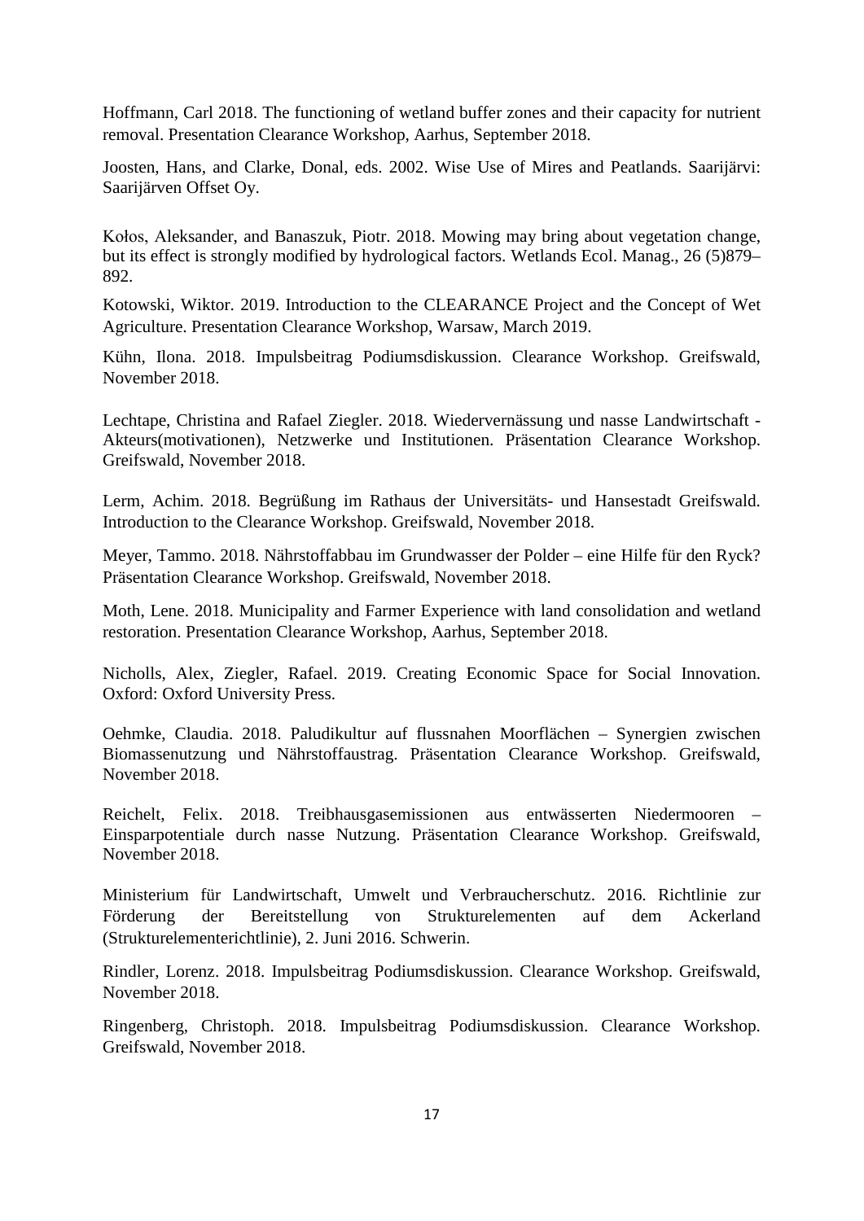Hoffmann, Carl 2018. The functioning of wetland buffer zones and their capacity for nutrient removal. Presentation Clearance Workshop, Aarhus, September 2018.

Joosten, Hans, and Clarke, Donal, eds. 2002. Wise Use of Mires and Peatlands. Saarijärvi: Saarijärven Offset Oy.

Kołos, Aleksander, and Banaszuk, Piotr. 2018. Mowing may bring about vegetation change, but its effect is strongly modified by hydrological factors. Wetlands Ecol. Manag., 26 (5)879–892.

Kotowski, Wiktor. 2019. Introduction to the CLEARANCE Project and the Concept of Wet Agriculture. Presentation Clearance Workshop, Warsaw, March 2019.

Kühn, Ilona. 2018. Impulsbeitrag Podiumsdiskussion. Clearance Workshop. Greifswald, November 2018.

Lechtape, Christina and Rafael Ziegler. 2018. Wiedervernässung und nasse Landwirtschaft - Akteurs(motivationen), Netzwerke und Institutionen. Präsentation Clearance Workshop. Greifswald, November 2018.

Lerm, Achim. 2018. Begrüßung im Rathaus der Universitäts- und Hansestadt Greifswald. Introduction to the Clearance Workshop. Greifswald, November 2018.

Meyer, Tammo. 2018. Nährstoffabbau im Grundwasser der Polder – eine Hilfe für den Ryck? Präsentation Clearance Workshop. Greifswald, November 2018.

Moth, Lene. 2018. Municipality and Farmer Experience with land consolidation and wetland restoration. Presentation Clearance Workshop, Aarhus, September 2018.

Nicholls, Alex, Ziegler, Rafael. 2019. Creating Economic Space for Social Innovation. Oxford: Oxford University Press.

Oehmke, Claudia. 2018. Paludikultur auf flussnahen Moorflächen – Synergien zwischen Biomassenutzung und Nährstoffaustrag. Präsentation Clearance Workshop. Greifswald, November 2018.

Reichelt, Felix. 2018. Treibhausgasemissionen aus entwässerten Niedermooren – Einsparpotentiale durch nasse Nutzung. Präsentation Clearance Workshop. Greifswald, November 2018.

Ministerium für Landwirtschaft, Umwelt und Verbraucherschutz. 2016. Richtlinie zur Förderung der Bereitstellung von Strukturelementen auf dem Ackerland (Strukturelementerichtlinie), 2. Juni 2016. Schwerin.

Rindler, Lorenz. 2018. Impulsbeitrag Podiumsdiskussion. Clearance Workshop. Greifswald, November 2018.

Ringenberg, Christoph. 2018. Impulsbeitrag Podiumsdiskussion. Clearance Workshop. Greifswald, November 2018.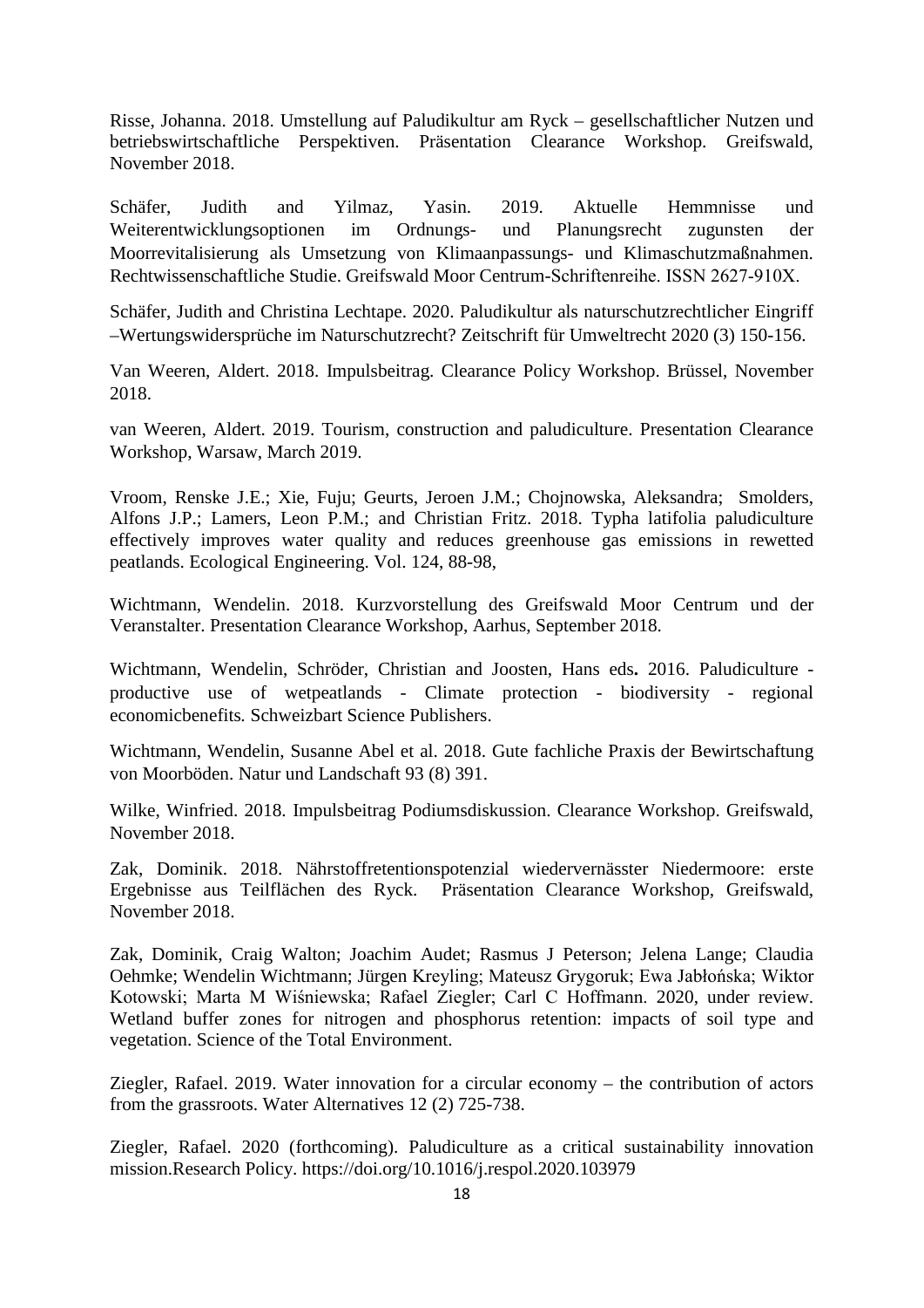Risse, Johanna. 2018. Umstellung auf Paludikultur am Ryck – gesellschaftlicher Nutzen und betriebswirtschaftliche Perspektiven. Präsentation Clearance Workshop. Greifswald, November 2018.

Schäfer, Judith and Yilmaz, Yasin. 2019. Aktuelle Hemmnisse und Weiterentwicklungsoptionen im Ordnungs- und Planungsrecht zugunsten der Moorrevitalisierung als Umsetzung von Klimaanpassungs- und Klimaschutzmaßnahmen. Rechtwissenschaftliche Studie. Greifswald Moor Centrum-Schriftenreihe. ISSN 2627-910X.

Schäfer, Judith and Christina Lechtape. 2020. Paludikultur als naturschutzrechtlicher Eingriff –Wertungswidersprüche im Naturschutzrecht? Zeitschrift für Umweltrecht 2020 (3) 150-156.

Van Weeren, Aldert. 2018. Impulsbeitrag. Clearance Policy Workshop. Brüssel, November 2018.

van Weeren, Aldert. 2019. Tourism, construction and paludiculture. Presentation Clearance Workshop, Warsaw, March 2019.

Vroom, Renske J.E.; Xie, Fuju; Geurts, Jeroen J.M.; Chojnowska, Aleksandra; Smolders, Alfons J.P.; Lamers, Leon P.M.; and Christian Fritz. 2018. Typha latifolia paludiculture effectively improves water quality and reduces greenhouse gas emissions in rewetted peatlands. Ecological Engineering. Vol. 124, 88-98,

Wichtmann, Wendelin. 2018. Kurzvorstellung des Greifswald Moor Centrum und der Veranstalter. Presentation Clearance Workshop, Aarhus, September 2018.

Wichtmann, Wendelin, Schröder, Christian and Joosten, Hans eds**.** 2016. Paludiculture - productive use of wetpeatlands - Climate protection - biodiversity - regional economicbenefits*.* Schweizbart Science Publishers.

Wichtmann, Wendelin, Susanne Abel et al. 2018. Gute fachliche Praxis der Bewirtschaftung von Moorböden. Natur und Landschaft 93 (8) 391.

Wilke, Winfried. 2018. Impulsbeitrag Podiumsdiskussion. Clearance Workshop. Greifswald, November 2018.

Zak, Dominik. 2018. Nährstoffretentionspotenzial wiedervernässter Niedermoore: erste Ergebnisse aus Teilflächen des Ryck. Präsentation Clearance Workshop, Greifswald, November 2018.

Zak, Dominik, Craig Walton; Joachim Audet; Rasmus J Peterson; Jelena Lange; Claudia Oehmke; Wendelin Wichtmann; Jürgen Kreyling; Mateusz Grygoruk; Ewa Jabłońska; Wiktor Kotowski; Marta M Wiśniewska; Rafael Ziegler; Carl C Hoffmann. 2020, under review. Wetland buffer zones for nitrogen and phosphorus retention: impacts of soil type and vegetation. Science of the Total Environment.

Ziegler, Rafael. 2019. Water innovation for a circular economy – the contribution of actors from the grassroots. Water Alternatives 12 (2) 725-738.

Ziegler, Rafael. 2020 (forthcoming). Paludiculture as a critical sustainability innovation mission.Research Policy. https://doi.org/10.1016/j.respol.2020.103979